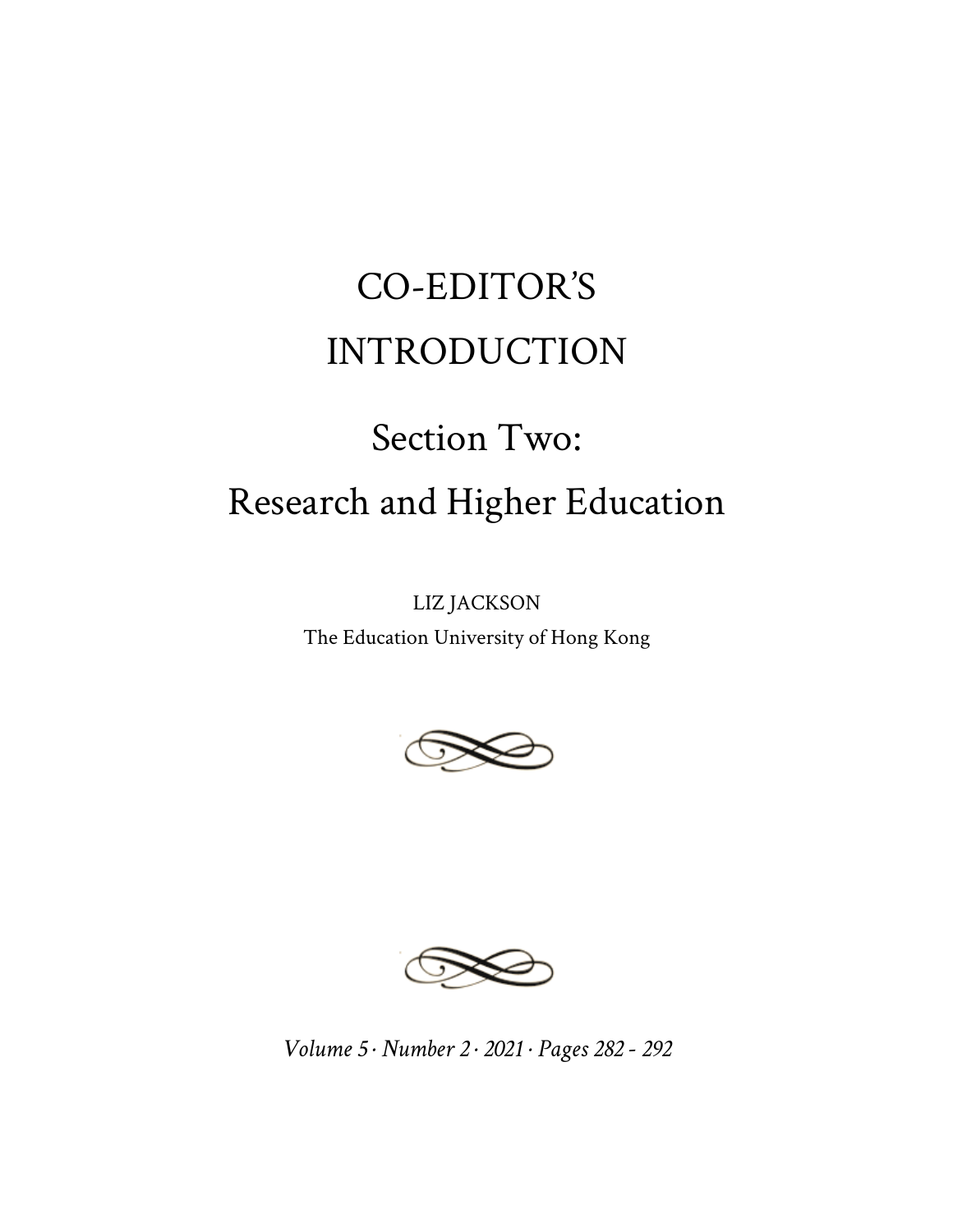# CO-EDITOR'S INTRODUCTION

## Section Two: Research and Higher Education

LIZ JACKSON

The Education University of Hong Kong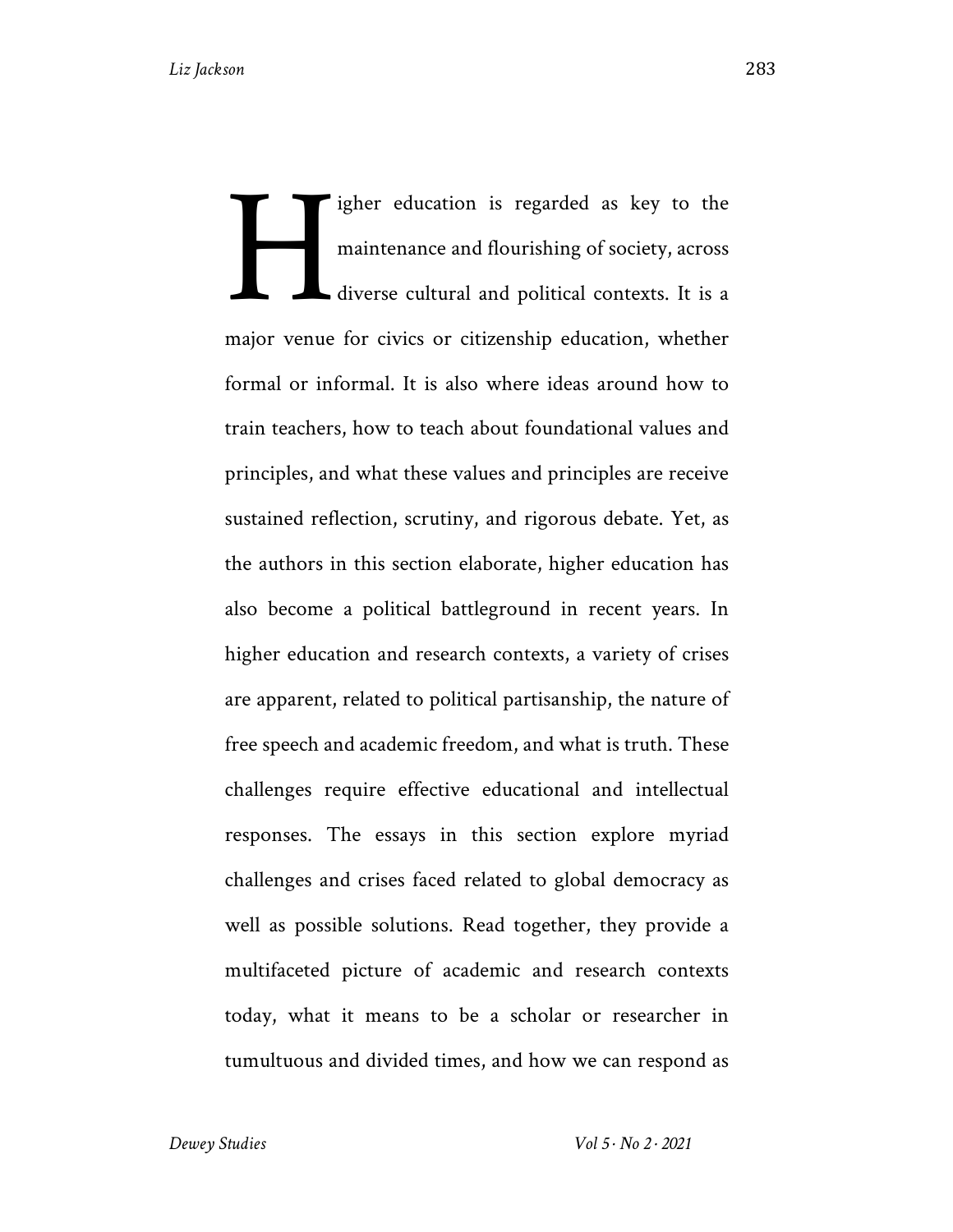Higher education is regarded as key to the maintenance and flourishing of society, across diverse cultural and political contexts. It is a major venue for civics or citizenship education, whether formal or informal. It is also where ideas around how to train teachers, how to teach about foundational values and principles, and what these values and principles are receive sustained reflection, scrutiny, and rigorous debate. Yet, as the authors in this section elaborate, higher education has also become a political battleground in recent years. In higher education and research contexts, a variety of crises are apparent, related to political partisanship, the nature of free speech and academic freedom, and what is truth. These challenges require effective educational and intellectual responses. The essays in this section explore myriad challenges and crises faced related to global democracy as well as possible solutions. Read together, they provide a multifaceted picture of academic and research contexts today, what it means to be a scholar or researcher in tumultuous and divided times, and how we can respond as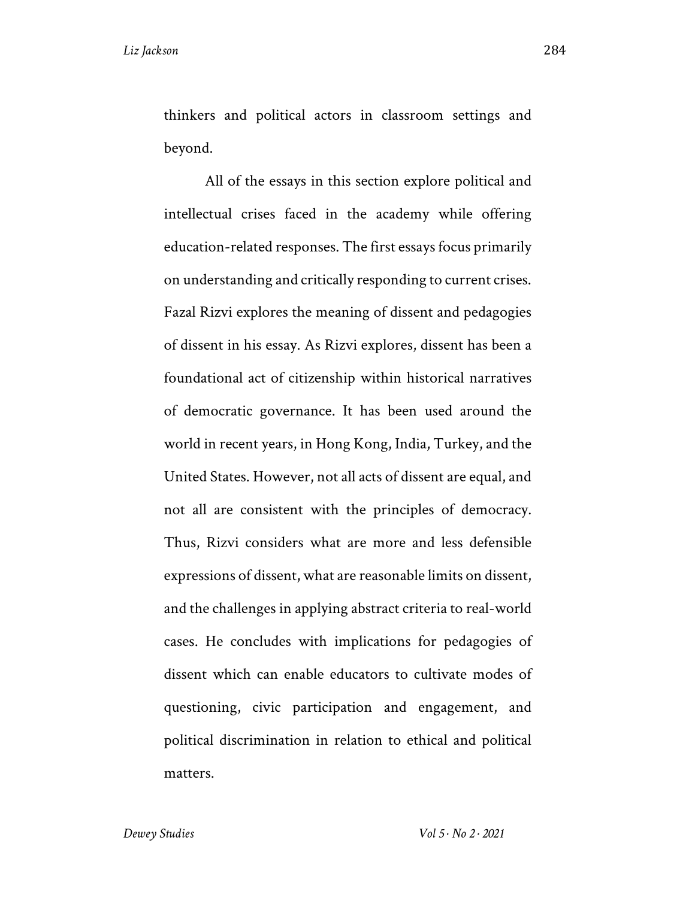thinkers and political actors in classroom settings and beyond.

All of the essays in this section explore political and intellectual crises faced in the academy while offering education-related responses. The first essays focus primarily on understanding and critically responding to current crises. Fazal Rizvi explores the meaning of dissent and pedagogies of dissent in his essay. As Rizvi explores, dissent has been a foundational act of citizenship within historical narratives of democratic governance. It has been used around the world in recent years, in Hong Kong, India, Turkey, and the United States. However, not all acts of dissent are equal, and not all are consistent with the principles of democracy. Thus, Rizvi considers what are more and less defensible expressions of dissent, what are reasonable limits on dissent, and the challenges in applying abstract criteria to real-world cases. He concludes with implications for pedagogies of dissent which can enable educators to cultivate modes of questioning, civic participation and engagement, and political discrimination in relation to ethical and political matters.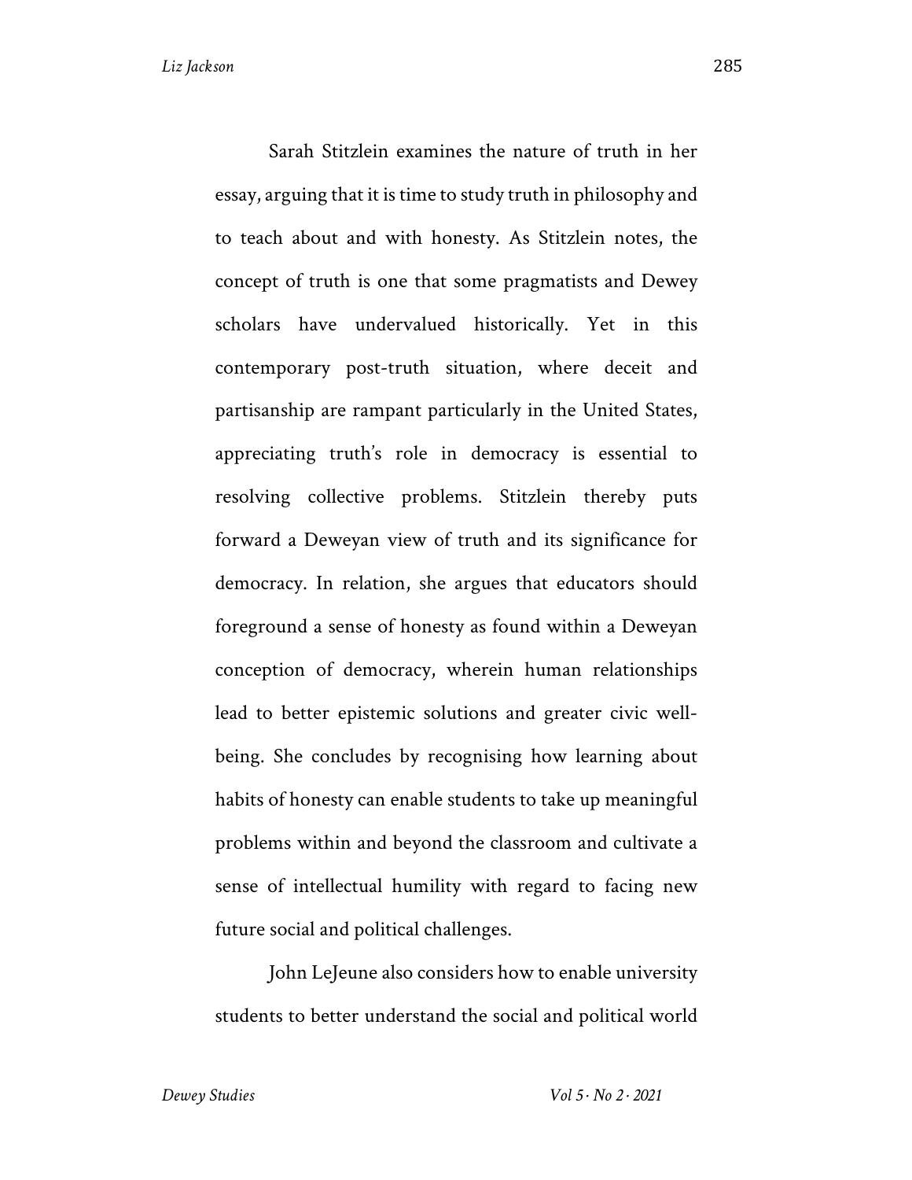Sarah Stitzlein examines the nature of truth in her essay, arguing that it is time to study truth in philosophy and to teach about and with honesty. As Stitzlein notes, the concept of truth is one that some pragmatists and Dewey scholars have undervalued historically. Yet in this contemporary post-truth situation, where deceit and partisanship are rampant particularly in the United States, appreciating truth's role in democracy is essential to resolving collective problems. Stitzlein thereby puts forward a Deweyan view of truth and its significance for democracy. In relation, she argues that educators should foreground a sense of honesty as found within a Deweyan conception of democracy, wherein human relationships lead to better epistemic solutions and greater civic well-being. She concludes by recognising how learning about habits of honesty can enable students to take up meaningful problems within and beyond the classroom and cultivate a sense of intellectual humility with regard to facing new future social and political challenges.

John LeJeune also considers how to enable university students to better understand the social and political world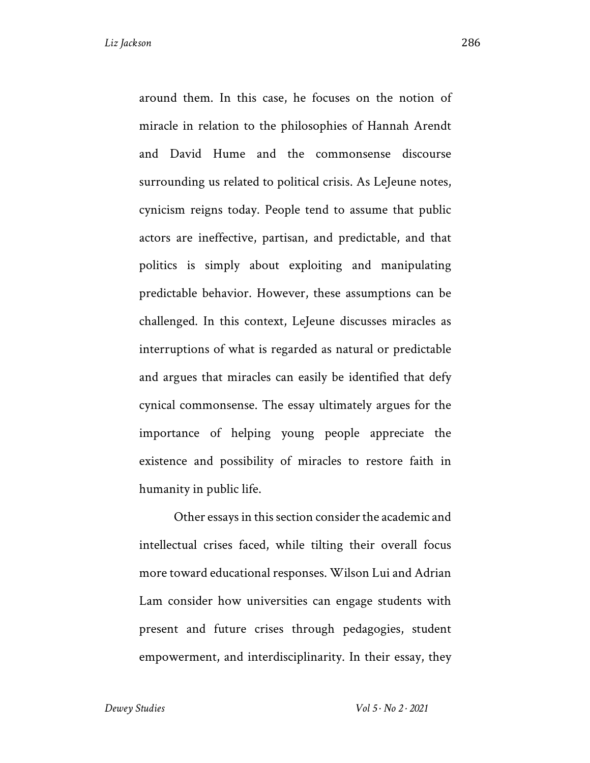around them. In this case, he focuses on the notion of miracle in relation to the philosophies of Hannah Arendt and David Hume and the commonsense discourse surrounding us related to political crisis. As LeJeune notes, cynicism reigns today. People tend to assume that public actors are ineffective, partisan, and predictable, and that politics is simply about exploiting and manipulating predictable behavior. However, these assumptions can be challenged. In this context, LeJeune discusses miracles as interruptions of what is regarded as natural or predictable and argues that miracles can easily be identified that defy cynical commonsense. The essay ultimately argues for the importance of helping young people appreciate the existence and possibility of miracles to restore faith in humanity in public life.

Other essays in this section consider the academic and intellectual crises faced, while tilting their overall focus more toward educational responses. Wilson Lui and Adrian Lam consider how universities can engage students with present and future crises through pedagogies, student empowerment, and interdisciplinarity. In their essay, they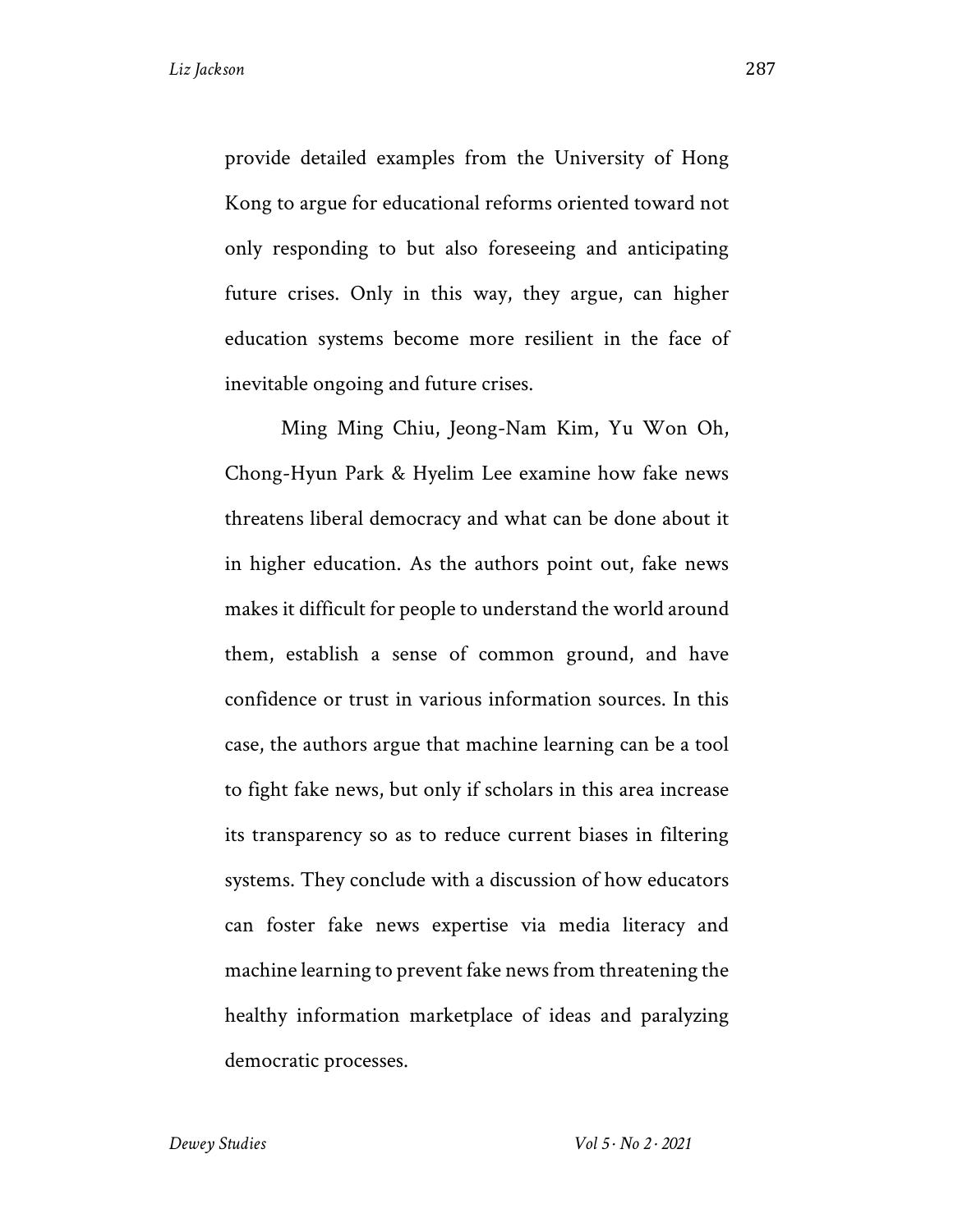provide detailed examples from the University of Hong Kong to argue for educational reforms oriented toward not only responding to but also foreseeing and anticipating future crises. Only in this way, they argue, can higher education systems become more resilient in the face of inevitable ongoing and future crises.

Ming Ming Chiu, Jeong-Nam Kim, Yu Won Oh, Chong-Hyun Park & Hyelim Lee examine how fake news threatens liberal democracy and what can be done about it in higher education. As the authors point out, fake news makes it difficult for people to understand the world around them, establish a sense of common ground, and have confidence or trust in various information sources. In this case, the authors argue that machine learning can be a tool to fight fake news, but only if scholars in this area increase its transparency so as to reduce current biases in filtering systems. They conclude with a discussion of how educators can foster fake news expertise via media literacy and machine learning to prevent fake news from threatening the healthy information marketplace of ideas and paralyzing democratic processes.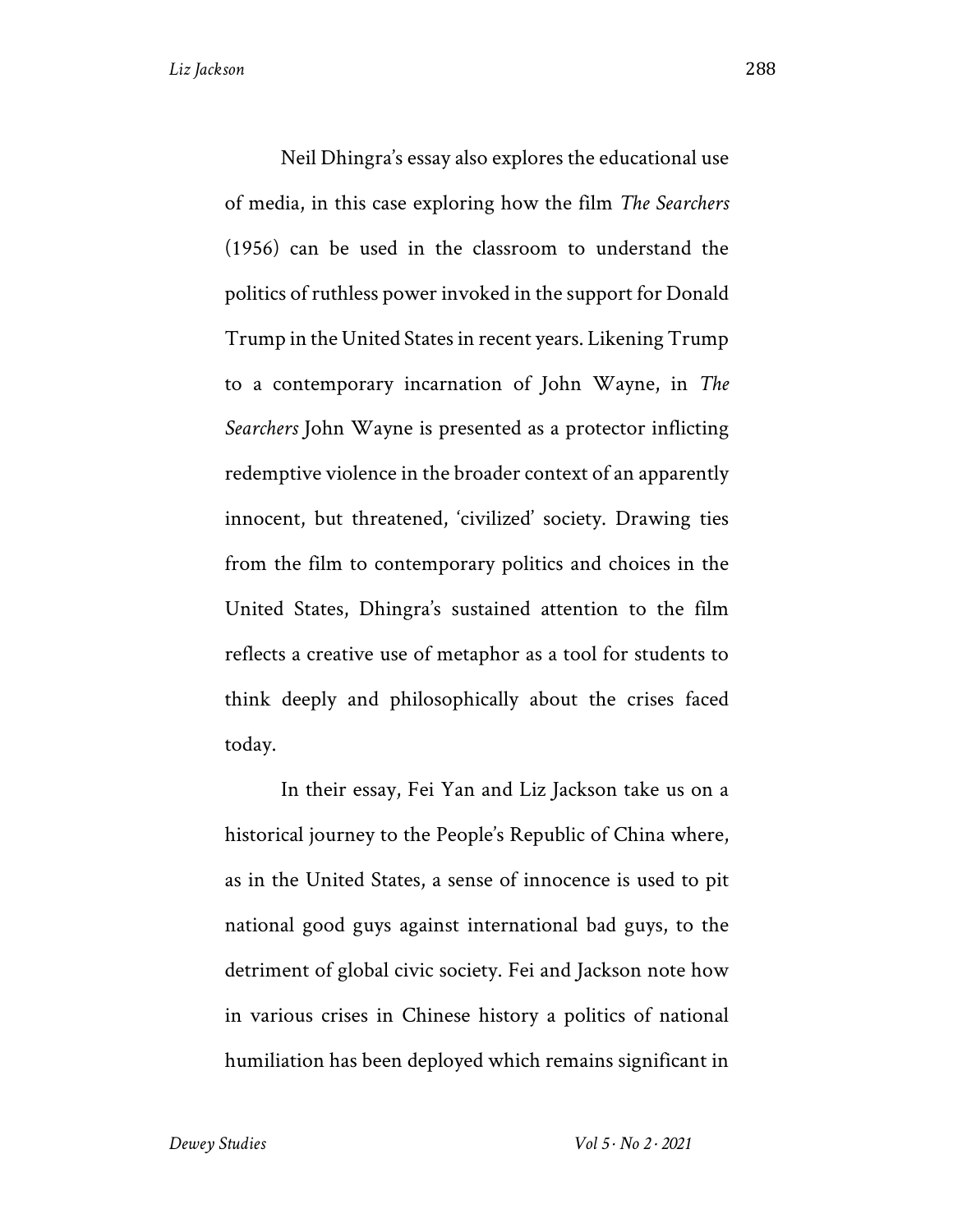Neil Dhingra's essay also explores the educational use of media, in this case exploring how the film *The Searchers* (1956) can be used in the classroom to understand the politics of ruthless power invoked in the support for Donald Trump in the United States in recent years. Likening Trump to a contemporary incarnation of John Wayne, in *The Searchers* John Wayne is presented as a protector inflicting redemptive violence in the broader context of an apparently innocent, but threatened, 'civilized' society. Drawing ties from the film to contemporary politics and choices in the United States, Dhingra's sustained attention to the film reflects a creative use of metaphor as a tool for students to think deeply and philosophically about the crises faced today.

In their essay, Fei Yan and Liz Jackson take us on a historical journey to the People's Republic of China where, as in the United States, a sense of innocence is used to pit national good guys against international bad guys, to the detriment of global civic society. Fei and Jackson note how in various crises in Chinese history a politics of national humiliation has been deployed which remains significant in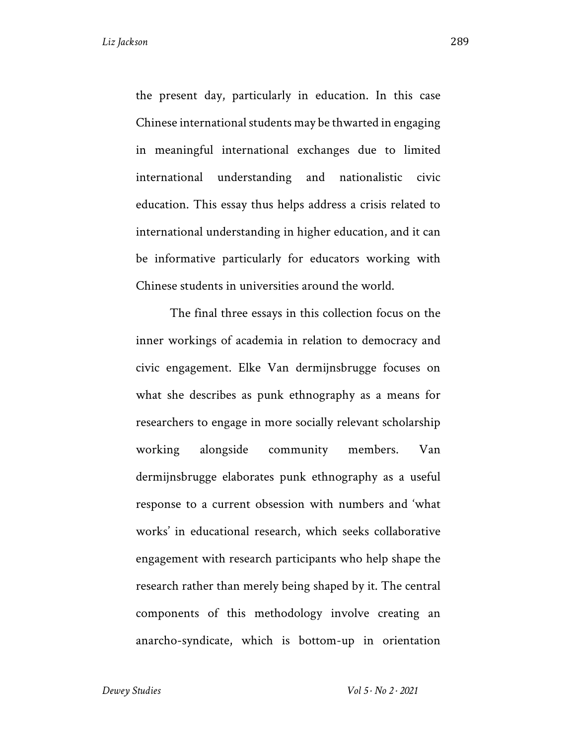the present day, particularly in education. In this case Chinese international students may be thwarted in engaging in meaningful international exchanges due to limited international understanding and nationalistic civic education. This essay thus helps address a crisis related to international understanding in higher education, and it can be informative particularly for educators working with Chinese students in universities around the world.

The final three essays in this collection focus on the inner workings of academia in relation to democracy and civic engagement. Elke Van dermijnsbrugge focuses on what she describes as punk ethnography as a means for researchers to engage in more socially relevant scholarship working alongside community members. Van dermijnsbrugge elaborates punk ethnography as a useful response to a current obsession with numbers and 'what works' in educational research, which seeks collaborative engagement with research participants who help shape the research rather than merely being shaped by it. The central components of this methodology involve creating an anarcho-syndicate, which is bottom-up in orientation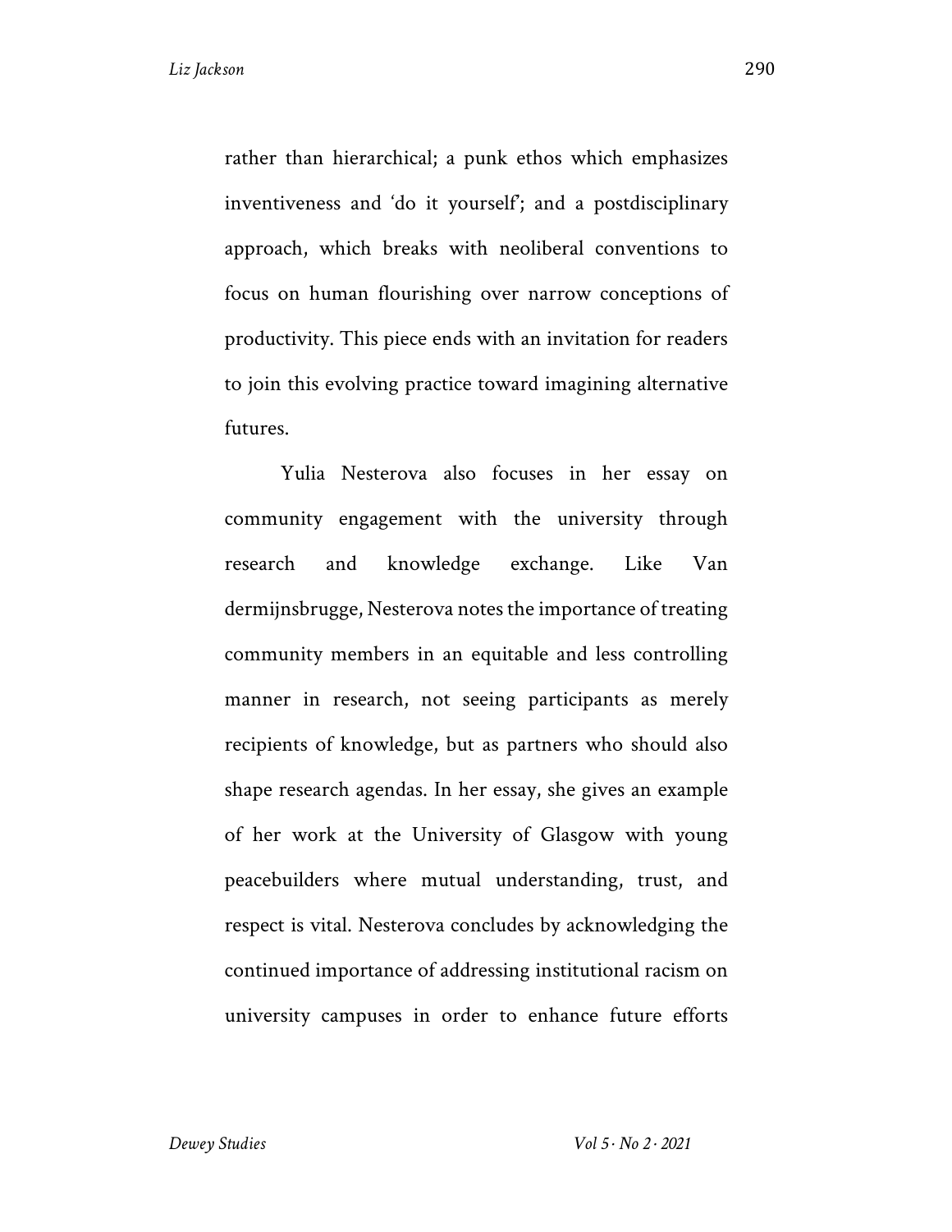rather than hierarchical; a punk ethos which emphasizes inventiveness and 'do it yourself'; and a postdisciplinary approach, which breaks with neoliberal conventions to focus on human flourishing over narrow conceptions of productivity. This piece ends with an invitation for readers to join this evolving practice toward imagining alternative futures.

Yulia Nesterova also focuses in her essay on community engagement with the university through research and knowledge exchange. Like Van dermijnsbrugge, Nesterova notes the importance of treating community members in an equitable and less controlling manner in research, not seeing participants as merely recipients of knowledge, but as partners who should also shape research agendas. In her essay, she gives an example of her work at the University of Glasgow with young peacebuilders where mutual understanding, trust, and respect is vital. Nesterova concludes by acknowledging the continued importance of addressing institutional racism on university campuses in order to enhance future efforts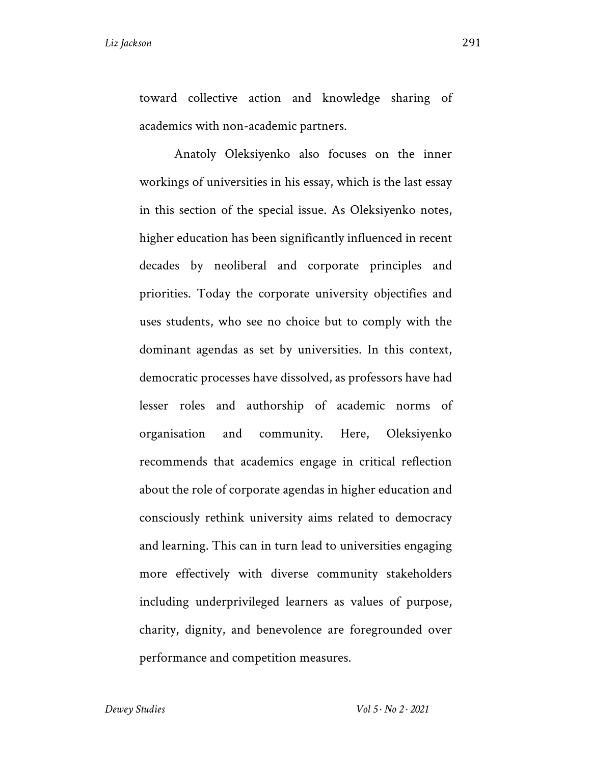toward collective action and knowledge sharing of academics with non-academic partners.

Anatoly Oleksiyenko also focuses on the inner workings of universities in his essay, which is the last essay in this section of the special issue. As Oleksiyenko notes, higher education has been significantly influenced in recent decades by neoliberal and corporate principles and priorities. Today the corporate university objectifies and uses students, who see no choice but to comply with the dominant agendas as set by universities. In this context, democratic processes have dissolved, as professors have had lesser roles and authorship of academic norms of organisation and community. Here, Oleksiyenko recommends that academics engage in critical reflection about the role of corporate agendas in higher education and consciously rethink university aims related to democracy and learning. This can in turn lead to universities engaging more effectively with diverse community stakeholders including underprivileged learners as values of purpose, charity, dignity, and benevolence are foregrounded over performance and competition measures.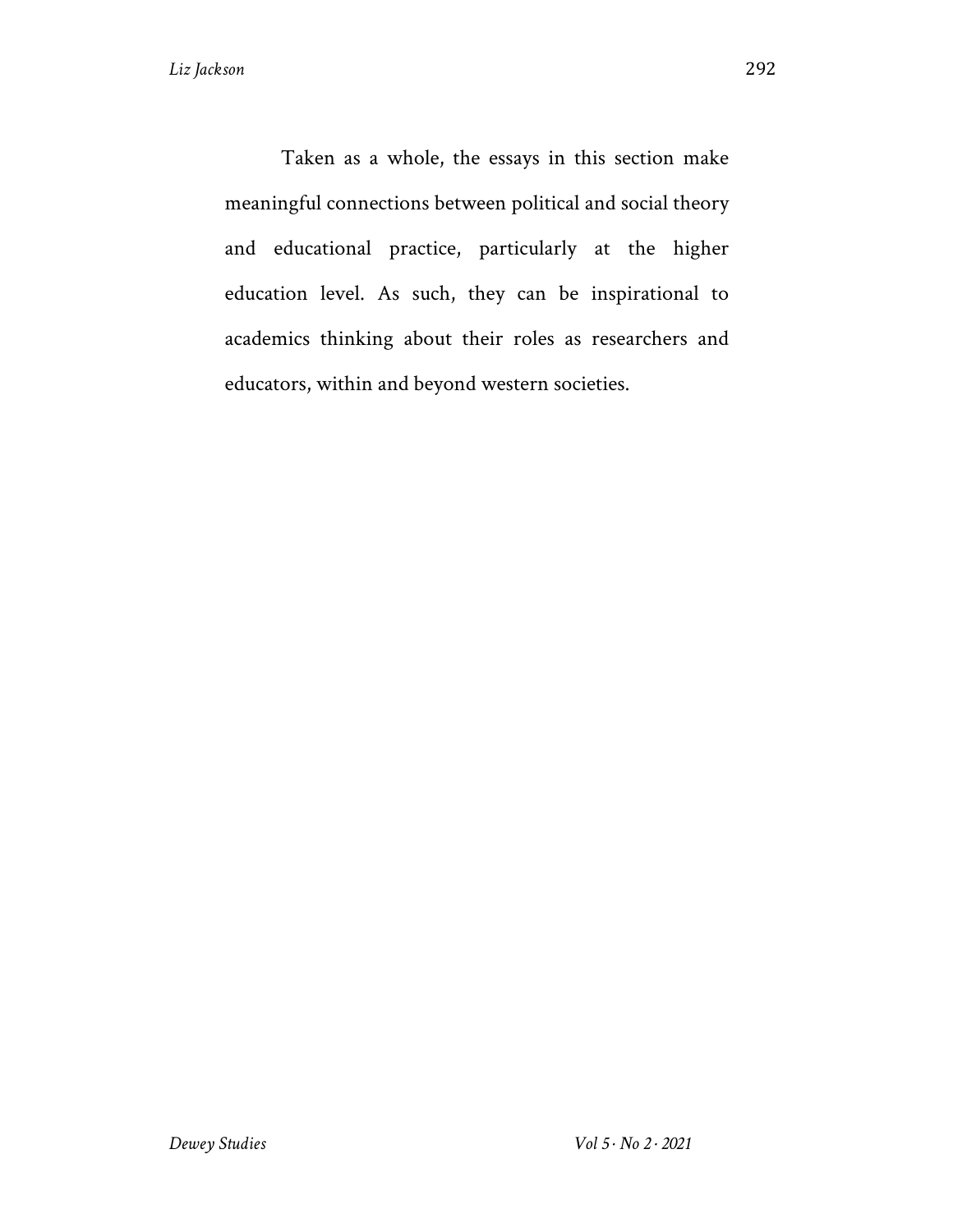Taken as a whole, the essays in this section make meaningful connections between political and social theory and educational practice, particularly at the higher education level. As such, they can be inspirational to academics thinking about their roles as researchers and educators, within and beyond western societies.